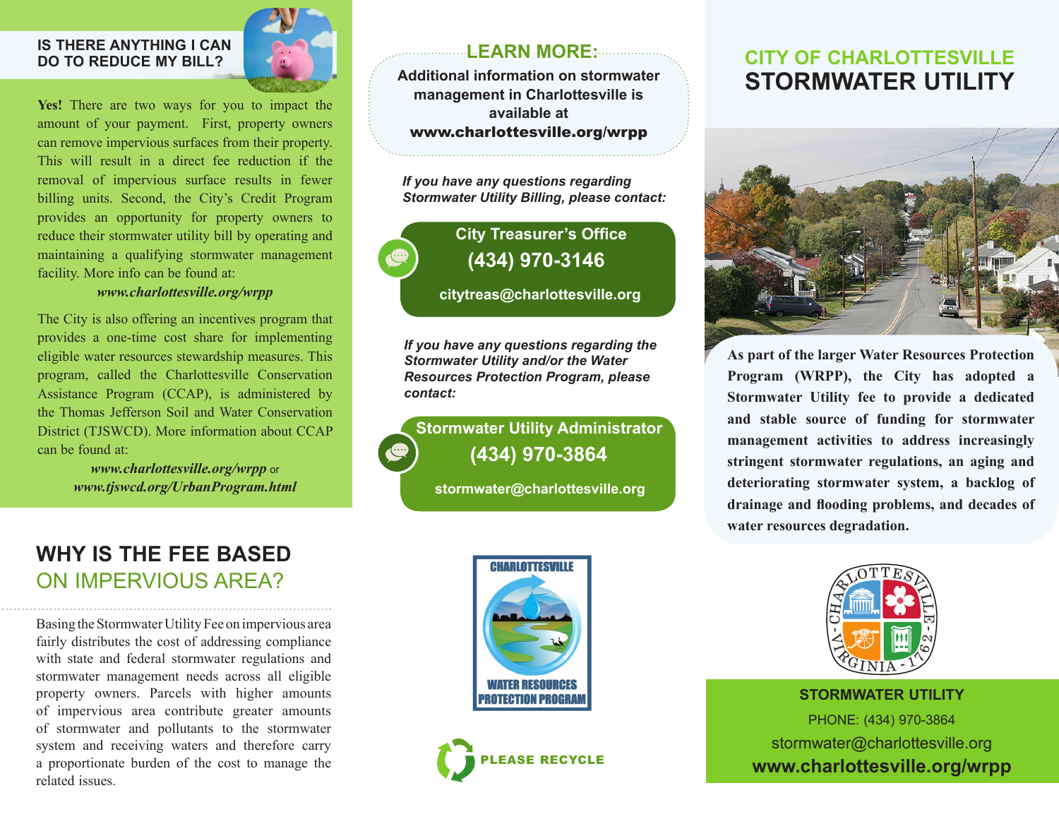## IS THERE ANYTHING I CAN DO TO REDUCE MY BILL?

**Yes!** There are two ways for you to impact the amount of your payment. First, property owners can remove impervious surfaces from their property. This will result in a direct fee reduction if the removal of impervious surface results in fewer billing units. Second, the City's Credit Program provides an opportunity for property owners to reduce their stormwater utility bill by operating and maintaining a qualifying stormwater management facility. More info can be found at:

*www.charlottesville.org/wrpp*

The City is also offering an incentives program that provides a one-time cost share for implementing eligible water resources stewardship measures. This program, called the Charlottesville Conservation Assistance Program (CCAP), is administered by the Thomas Jefferson Soil and Water Conservation District (TJSWCD). More information about CCAP can be found at:

*www.charlottesville.org/wrpp* or *www.tjswcd.org/UrbanProgram.html*

## WHY IS THE FEE BASED ON IMPERVIOUS AREA?

Basing the Stormwater Utility Fee on impervious area fairly distributes the cost of addressing compliance with state and federal stormwater regulations and stormwater management needs across all eligible property owners. Parcels with higher amounts of impervious area contribute greater amounts of stormwater and pollutants to the stormwater system and receiving waters and therefore carry a proportionate burden of the cost to manage the related issues.

## LEARN MORE:

Additional information on stormwater management in Charlottesville is available at **www.charlottesville.org/wrpp**

*If you have any questions regarding Stormwater Utility Billing, please contact:*

**City Treasurer's Office**
**(434) 970-3146**
citytreas@charlottesville.org

*If you have any questions regarding the Stormwater Utility and/or the Water Resources Protection Program, please contact:*

**Stormwater Utility Administrator**
**(434) 970-3864**
stormwater@charlottesville.org

CHARLOTTESVILLE WATER RESOURCES PROTECTION PROGRAM

PLEASE RECYCLE

# CITY OF CHARLOTTESVILLE STORMWATER UTILITY

**As part of the larger Water Resources Protection Program (WRPP), the City has adopted a Stormwater Utility fee to provide a dedicated and stable source of funding for stormwater management activities to address increasingly stringent stormwater regulations, an aging and deteriorating stormwater system, a backlog of drainage and flooding problems, and decades of water resources degradation.**

CHARLOTTESVILLE - VIRGINIA - 1762

**STORMWATER UTILITY**
PHONE: (434) 970-3864
stormwater@charlottesville.org
**www.charlottesville.org/wrpp**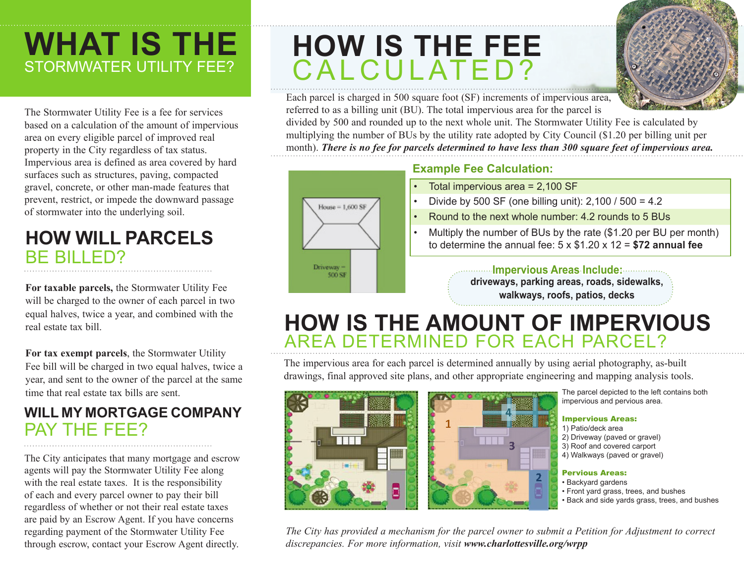# WHAT IS THE STORMWATER UTILITY FEE?

The Stormwater Utility Fee is a fee for services based on a calculation of the amount of impervious area on every eligible parcel of improved real property in the City regardless of tax status. Impervious area is defined as area covered by hard surfaces such as structures, paving, compacted gravel, concrete, or other man-made features that prevent, restrict, or impede the downward passage of stormwater into the underlying soil.

# HOW WILL PARCELS BE BILLED?

**For taxable parcels,** the Stormwater Utility Fee will be charged to the owner of each parcel in two equal halves, twice a year, and combined with the real estate tax bill.

**For tax exempt parcels**, the Stormwater Utility Fee bill will be charged in two equal halves, twice a year, and sent to the owner of the parcel at the same time that real estate tax bills are sent.

# WILL MY MORTGAGE COMPANY PAY THE FEE?

The City anticipates that many mortgage and escrow agents will pay the Stormwater Utility Fee along with the real estate taxes. It is the responsibility of each and every parcel owner to pay their bill regardless of whether or not their real estate taxes are paid by an Escrow Agent. If you have concerns regarding payment of the Stormwater Utility Fee through escrow, contact your Escrow Agent directly.

# HOW IS THE FEE CALCULATED?

Each parcel is charged in 500 square foot (SF) increments of impervious area, referred to as a billing unit (BU). The total impervious area for the parcel is divided by 500 and rounded up to the next whole unit. The Stormwater Utility Fee is calculated by multiplying the number of BUs by the utility rate adopted by City Council ($1.20 per billing unit per month). ***There is no fee for parcels determined to have less than 300 square feet of impervious area.***

House = 1,600 SF

Driveway = 500 SF

## Example Fee Calculation:

- Total impervious area = 2,100 SF
- Divide by 500 SF (one billing unit): 2,100 / 500 = 4.2
- Round to the next whole number: 4.2 rounds to 5 BUs
- Multiply the number of BUs by the rate ($1.20 per BU per month) to determine the annual fee: 5 x $1.20 x 12 = **$72 annual fee**

**Impervious Areas Include:**
**driveways, parking areas, roads, sidewalks, walkways, roofs, patios, decks**

# HOW IS THE AMOUNT OF IMPERVIOUS AREA DETERMINED FOR EACH PARCEL?

The impervious area for each parcel is determined annually by using aerial photography, as-built drawings, final approved site plans, and other appropriate engineering and mapping analysis tools.

The parcel depicted to the left contains both impervious and pervious area.

**Impervious Areas:**
1) Patio/deck area
2) Driveway (paved or gravel)
3) Roof and covered carport
4) Walkways (paved or gravel)

**Pervious Areas:**
- Backyard gardens
- Front yard grass, trees, and bushes
- Back and side yards grass, trees, and bushes

*The City has provided a mechanism for the parcel owner to submit a Petition for Adjustment to correct discrepancies. For more information, visit **www.charlottesville.org/wrpp***